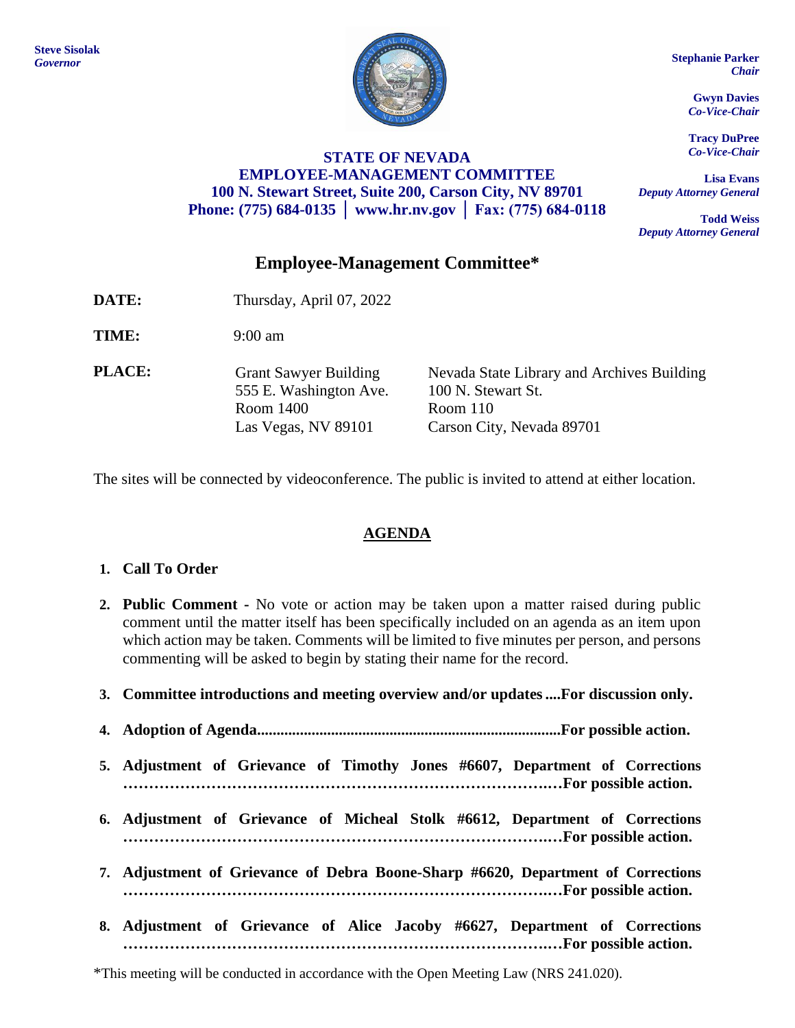**Steve Sisolak**
*Governor*

**Stephanie Parker**
*Chair*

**Gwyn Davies**
*Co-Vice-Chair*

**Tracy DuPree**
*Co-Vice-Chair*

**Lisa Evans**
*Deputy Attorney General*

**Todd Weiss**
*Deputy Attorney General*

**STATE OF NEVADA**
**EMPLOYEE-MANAGEMENT COMMITTEE**
**100 N. Stewart Street, Suite 200, Carson City, NV 89701**
**Phone: (775) 684-0135 │ www.hr.nv.gov │ Fax: (775) 684-0118**

## Employee-Management Committee*

**DATE:** Thursday, April 07, 2022

**TIME:** 9:00 am

**PLACE:**

Grant Sawyer Building
555 E. Washington Ave.
Room 1400
Las Vegas, NV 89101

Nevada State Library and Archives Building
100 N. Stewart St.
Room 110
Carson City, Nevada 89701

The sites will be connected by videoconference. The public is invited to attend at either location.

## AGENDA

1. **Call To Order**

2. **Public Comment -** No vote or action may be taken upon a matter raised during public comment until the matter itself has been specifically included on an agenda as an item upon which action may be taken. Comments will be limited to five minutes per person, and persons commenting will be asked to begin by stating their name for the record.

3. **Committee introductions and meeting overview and/or updates ....For discussion only.**

4. **Adoption of Agenda.............................................................................For possible action.**

5. **Adjustment of Grievance of Timothy Jones #6607, Department of Corrections ……………………………………………………………………….…For possible action.**

6. **Adjustment of Grievance of Micheal Stolk #6612, Department of Corrections ……………………………………………………………………….…For possible action.**

7. **Adjustment of Grievance of Debra Boone-Sharp #6620, Department of Corrections ……………………………………………………………………….…For possible action.**

8. **Adjustment of Grievance of Alice Jacoby #6627, Department of Corrections ……………………………………………………………………….…For possible action.**

*This meeting will be conducted in accordance with the Open Meeting Law (NRS 241.020).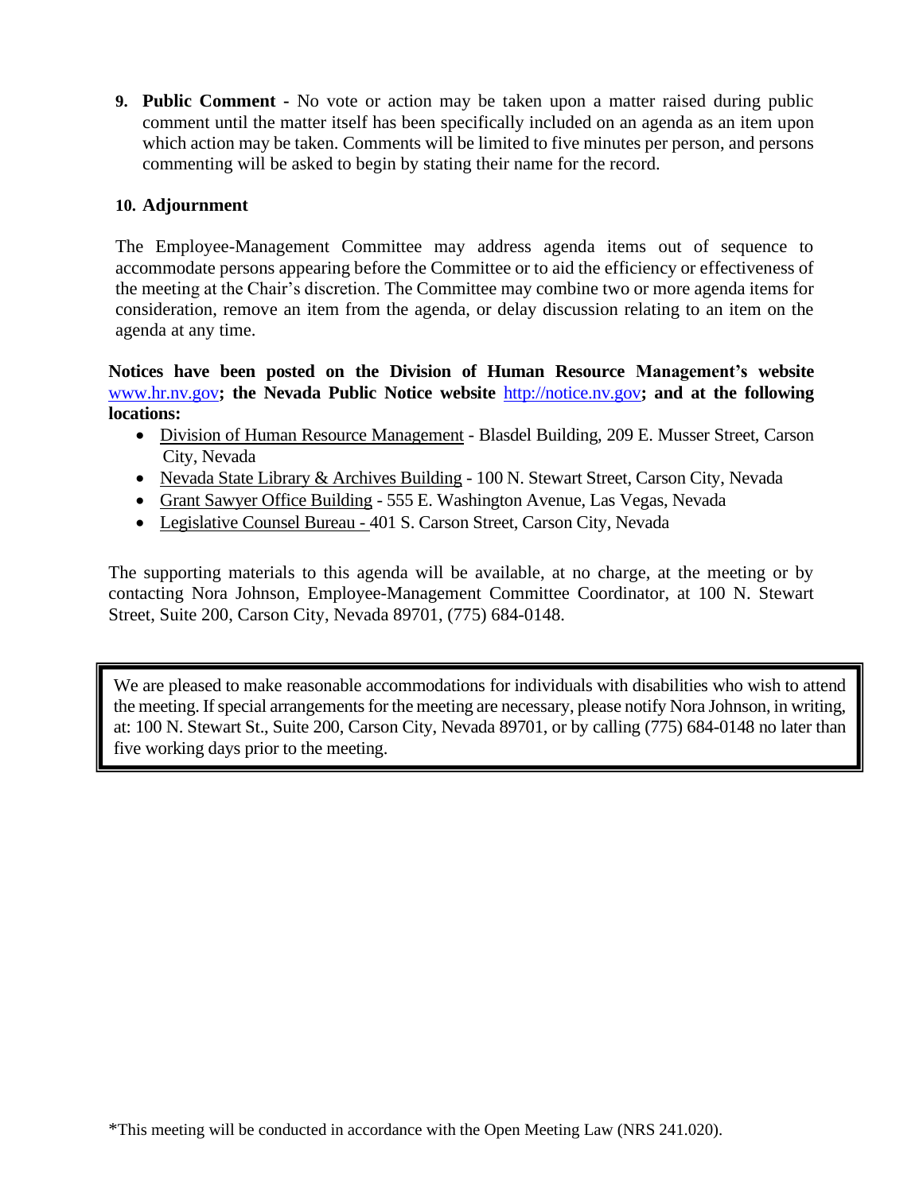9. **Public Comment -** No vote or action may be taken upon a matter raised during public comment until the matter itself has been specifically included on an agenda as an item upon which action may be taken. Comments will be limited to five minutes per person, and persons commenting will be asked to begin by stating their name for the record.

10. **Adjournment**

The Employee-Management Committee may address agenda items out of sequence to accommodate persons appearing before the Committee or to aid the efficiency or effectiveness of the meeting at the Chair's discretion. The Committee may combine two or more agenda items for consideration, remove an item from the agenda, or delay discussion relating to an item on the agenda at any time.

**Notices have been posted on the Division of Human Resource Management's website** www.hr.nv.gov**; the Nevada Public Notice website** http://notice.nv.gov**; and at the following locations:**

- Division of Human Resource Management - Blasdel Building, 209 E. Musser Street, Carson City, Nevada
- Nevada State Library & Archives Building - 100 N. Stewart Street, Carson City, Nevada
- Grant Sawyer Office Building - 555 E. Washington Avenue, Las Vegas, Nevada
- Legislative Counsel Bureau - 401 S. Carson Street, Carson City, Nevada

The supporting materials to this agenda will be available, at no charge, at the meeting or by contacting Nora Johnson, Employee-Management Committee Coordinator, at 100 N. Stewart Street, Suite 200, Carson City, Nevada 89701, (775) 684-0148.

We are pleased to make reasonable accommodations for individuals with disabilities who wish to attend the meeting. If special arrangements for the meeting are necessary, please notify Nora Johnson, in writing, at: 100 N. Stewart St., Suite 200, Carson City, Nevada 89701, or by calling (775) 684-0148 no later than five working days prior to the meeting.

*This meeting will be conducted in accordance with the Open Meeting Law (NRS 241.020).